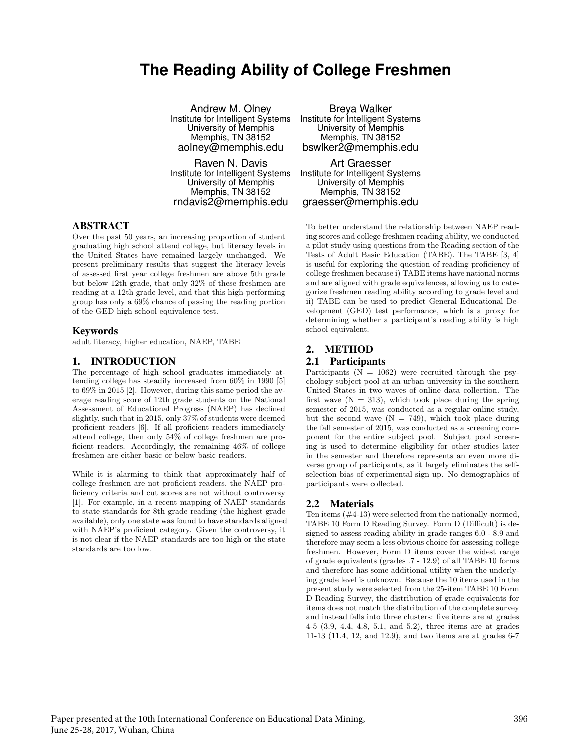# The Reading Ability of College Freshmen

Andrew M. Olney
Institute for Intelligent Systems
University of Memphis
Memphis, TN 38152
aolney@memphis.edu

Breya Walker
Institute for Intelligent Systems
University of Memphis
Memphis, TN 38152
bswlker2@memphis.edu

Raven N. Davis
Institute for Intelligent Systems
University of Memphis
Memphis, TN 38152
rndavis2@memphis.edu

Art Graesser
Institute for Intelligent Systems
University of Memphis
Memphis, TN 38152
graesser@memphis.edu

## ABSTRACT

Over the past 50 years, an increasing proportion of student graduating high school attend college, but literacy levels in the United States have remained largely unchanged. We present preliminary results that suggest the literacy levels of assessed first year college freshmen are above 5th grade but below 12th grade, that only 32% of these freshmen are reading at a 12th grade level, and that this high-performing group has only a 69% chance of passing the reading portion of the GED high school equivalence test.

## Keywords

adult literacy, higher education, NAEP, TABE

## 1. INTRODUCTION

The percentage of high school graduates immediately attending college has steadily increased from 60% in 1990 [5] to 69% in 2015 [2]. However, during this same period the average reading score of 12th grade students on the National Assessment of Educational Progress (NAEP) has declined slightly, such that in 2015, only 37% of students were deemed proficient readers [6]. If all proficient readers immediately attend college, then only 54% of college freshmen are proficient readers. Accordingly, the remaining 46% of college freshmen are either basic or below basic readers.

While it is alarming to think that approximately half of college freshmen are not proficient readers, the NAEP proficiency criteria and cut scores are not without controversy [1]. For example, in a recent mapping of NAEP standards to state standards for 8th grade reading (the highest grade available), only one state was found to have standards aligned with NAEP's proficient category. Given the controversy, it is not clear if the NAEP standards are too high or the state standards are too low.

To better understand the relationship between NAEP reading scores and college freshmen reading ability, we conducted a pilot study using questions from the Reading section of the Tests of Adult Basic Education (TABE). The TABE [3, 4] is useful for exploring the question of reading proficiency of college freshmen because i) TABE items have national norms and are aligned with grade equivalences, allowing us to categorize freshmen reading ability according to grade level and ii) TABE can be used to predict General Educational Development (GED) test performance, which is a proxy for determining whether a participant's reading ability is high school equivalent.

## 2. METHOD

### 2.1 Participants

Participants (N = 1062) were recruited through the psychology subject pool at an urban university in the southern United States in two waves of online data collection. The first wave (N = 313), which took place during the spring semester of 2015, was conducted as a regular online study, but the second wave (N = 749), which took place during the fall semester of 2015, was conducted as a screening component for the entire subject pool. Subject pool screening is used to determine eligibility for other studies later in the semester and therefore represents an even more diverse group of participants, as it largely eliminates the self-selection bias of experimental sign up. No demographics of participants were collected.

### 2.2 Materials

Ten items (#4-13) were selected from the nationally-normed, TABE 10 Form D Reading Survey. Form D (Difficult) is designed to assess reading ability in grade ranges 6.0 - 8.9 and therefore may seem a less obvious choice for assessing college freshmen. However, Form D items cover the widest range of grade equivalents (grades .7 - 12.9) of all TABE 10 forms and therefore has some additional utility when the underlying grade level is unknown. Because the 10 items used in the present study were selected from the 25-item TABE 10 Form D Reading Survey, the distribution of grade equivalents for items does not match the distribution of the complete survey and instead falls into three clusters: five items are at grades 4-5 (3.9, 4.4, 4.8, 5.1, and 5.2), three items are at grades 11-13 (11.4, 12, and 12.9), and two items are at grades 6-7

Paper presented at the 10th International Conference on Educational Data Mining, June 25-28, 2017, Wuhan, China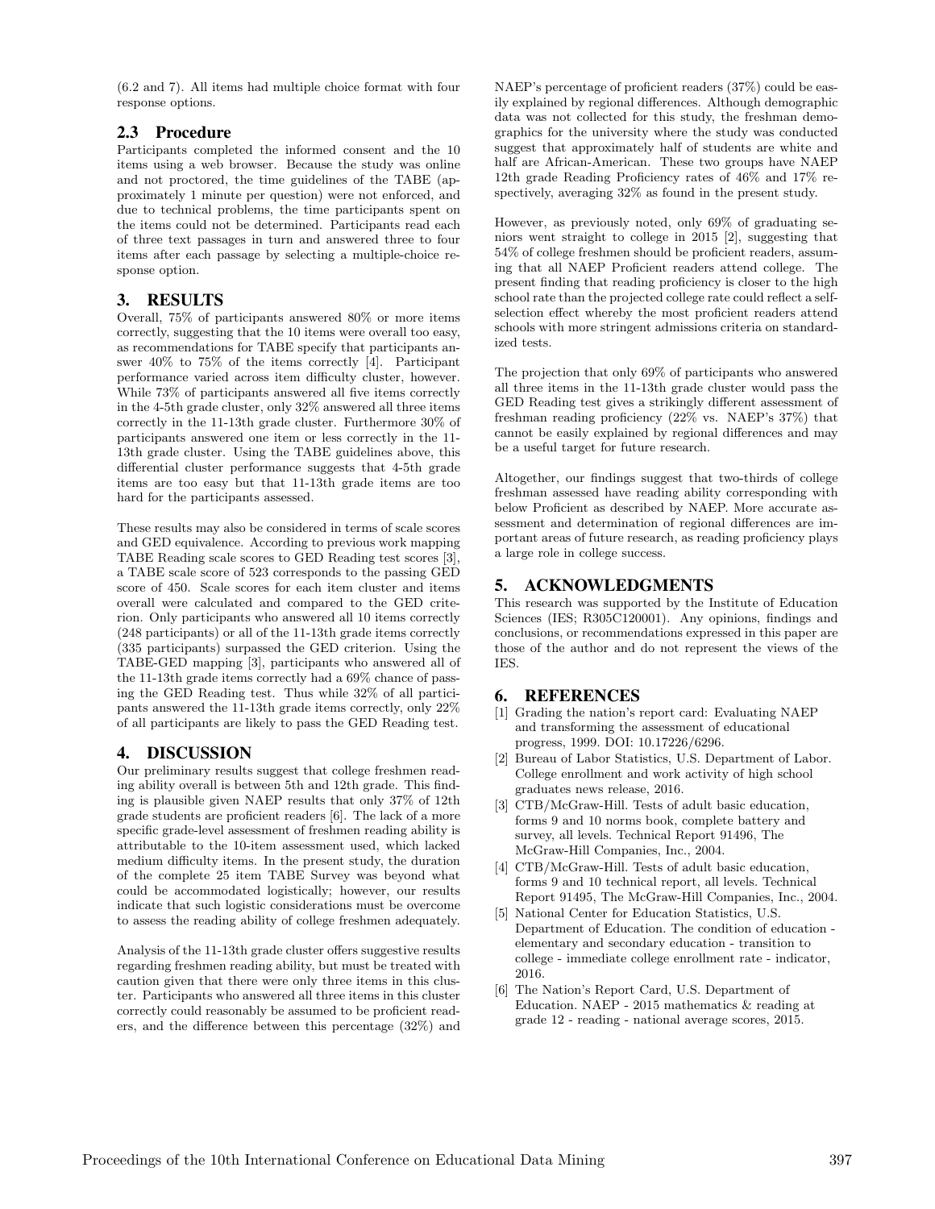(6.2 and 7). All items had multiple choice format with four response options.

### 2.3 Procedure

Participants completed the informed consent and the 10 items using a web browser. Because the study was online and not proctored, the time guidelines of the TABE (approximately 1 minute per question) were not enforced, and due to technical problems, the time participants spent on the items could not be determined. Participants read each of three text passages in turn and answered three to four items after each passage by selecting a multiple-choice response option.

## 3. RESULTS

Overall, 75% of participants answered 80% or more items correctly, suggesting that the 10 items were overall too easy, as recommendations for TABE specify that participants answer 40% to 75% of the items correctly [4]. Participant performance varied across item difficulty cluster, however. While 73% of participants answered all five items correctly in the 4-5th grade cluster, only 32% answered all three items correctly in the 11-13th grade cluster. Furthermore 30% of participants answered one item or less correctly in the 11-13th grade cluster. Using the TABE guidelines above, this differential cluster performance suggests that 4-5th grade items are too easy but that 11-13th grade items are too hard for the participants assessed.

These results may also be considered in terms of scale scores and GED equivalence. According to previous work mapping TABE Reading scale scores to GED Reading test scores [3], a TABE scale score of 523 corresponds to the passing GED score of 450. Scale scores for each item cluster and items overall were calculated and compared to the GED criterion. Only participants who answered all 10 items correctly (248 participants) or all of the 11-13th grade items correctly (335 participants) surpassed the GED criterion. Using the TABE-GED mapping [3], participants who answered all of the 11-13th grade items correctly had a 69% chance of passing the GED Reading test. Thus while 32% of all participants answered the 11-13th grade items correctly, only 22% of all participants are likely to pass the GED Reading test.

## 4. DISCUSSION

Our preliminary results suggest that college freshmen reading ability overall is between 5th and 12th grade. This finding is plausible given NAEP results that only 37% of 12th grade students are proficient readers [6]. The lack of a more specific grade-level assessment of freshmen reading ability is attributable to the 10-item assessment used, which lacked medium difficulty items. In the present study, the duration of the complete 25 item TABE Survey was beyond what could be accommodated logistically; however, our results indicate that such logistic considerations must be overcome to assess the reading ability of college freshmen adequately.

Analysis of the 11-13th grade cluster offers suggestive results regarding freshmen reading ability, but must be treated with caution given that there were only three items in this cluster. Participants who answered all three items in this cluster correctly could reasonably be assumed to be proficient readers, and the difference between this percentage (32%) and NAEP's percentage of proficient readers (37%) could be easily explained by regional differences. Although demographic data was not collected for this study, the freshman demographics for the university where the study was conducted suggest that approximately half of students are white and half are African-American. These two groups have NAEP 12th grade Reading Proficiency rates of 46% and 17% respectively, averaging 32% as found in the present study.

However, as previously noted, only 69% of graduating seniors went straight to college in 2015 [2], suggesting that 54% of college freshmen should be proficient readers, assuming that all NAEP Proficient readers attend college. The present finding that reading proficiency is closer to the high school rate than the projected college rate could reflect a self-selection effect whereby the most proficient readers attend schools with more stringent admissions criteria on standardized tests.

The projection that only 69% of participants who answered all three items in the 11-13th grade cluster would pass the GED Reading test gives a strikingly different assessment of freshman reading proficiency (22% vs. NAEP's 37%) that cannot be easily explained by regional differences and may be a useful target for future research.

Altogether, our findings suggest that two-thirds of college freshman assessed have reading ability corresponding with below Proficient as described by NAEP. More accurate assessment and determination of regional differences are important areas of future research, as reading proficiency plays a large role in college success.

## 5. ACKNOWLEDGMENTS

This research was supported by the Institute of Education Sciences (IES; R305C120001). Any opinions, findings and conclusions, or recommendations expressed in this paper are those of the author and do not represent the views of the IES.

## 6. REFERENCES

[1] Grading the nation's report card: Evaluating NAEP and transforming the assessment of educational progress, 1999. DOI: 10.17226/6296.

[2] Bureau of Labor Statistics, U.S. Department of Labor. College enrollment and work activity of high school graduates news release, 2016.

[3] CTB/McGraw-Hill. Tests of adult basic education, forms 9 and 10 norms book, complete battery and survey, all levels. Technical Report 91496, The McGraw-Hill Companies, Inc., 2004.

[4] CTB/McGraw-Hill. Tests of adult basic education, forms 9 and 10 technical report, all levels. Technical Report 91495, The McGraw-Hill Companies, Inc., 2004.

[5] National Center for Education Statistics, U.S. Department of Education. The condition of education - elementary and secondary education - transition to college - immediate college enrollment rate - indicator, 2016.

[6] The Nation's Report Card, U.S. Department of Education. NAEP - 2015 mathematics & reading at grade 12 - reading - national average scores, 2015.